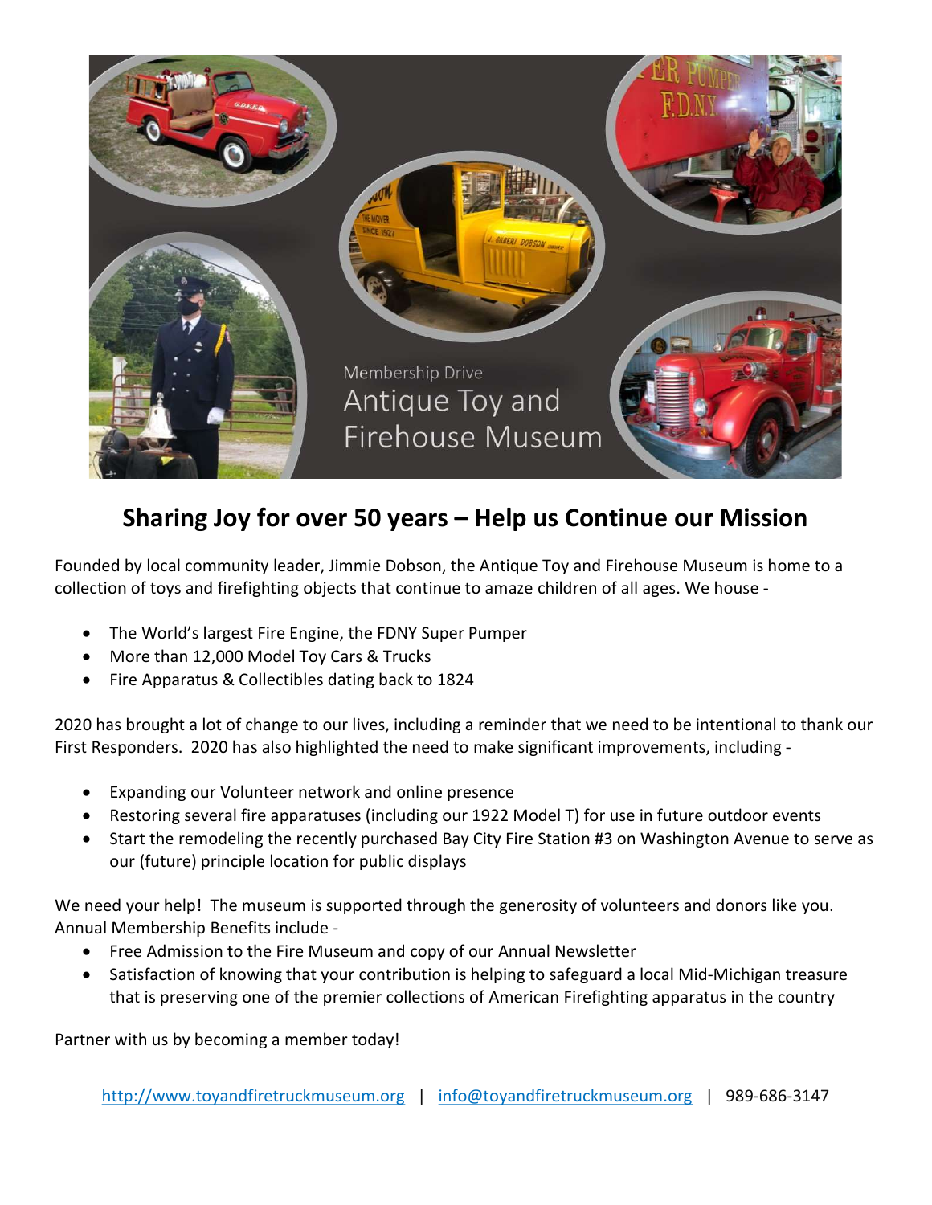Membership Drive

Antique Toy and Firehouse Museum

## Sharing Joy for over 50 years – Help us Continue our Mission

Founded by local community leader, Jimmie Dobson, the Antique Toy and Firehouse Museum is home to a collection of toys and firefighting objects that continue to amaze children of all ages. We house -

- The World's largest Fire Engine, the FDNY Super Pumper
- More than 12,000 Model Toy Cars & Trucks
- Fire Apparatus & Collectibles dating back to 1824

2020 has brought a lot of change to our lives, including a reminder that we need to be intentional to thank our First Responders. 2020 has also highlighted the need to make significant improvements, including -

- Expanding our Volunteer network and online presence
- Restoring several fire apparatuses (including our 1922 Model T) for use in future outdoor events
- Start the remodeling the recently purchased Bay City Fire Station #3 on Washington Avenue to serve as our (future) principle location for public displays

We need your help! The museum is supported through the generosity of volunteers and donors like you. Annual Membership Benefits include -

- Free Admission to the Fire Museum and copy of our Annual Newsletter
- Satisfaction of knowing that your contribution is helping to safeguard a local Mid-Michigan treasure that is preserving one of the premier collections of American Firefighting apparatus in the country

Partner with us by becoming a member today!

http://www.toyandfiretruckmuseum.org | info@toyandfiretruckmuseum.org | 989-686-3147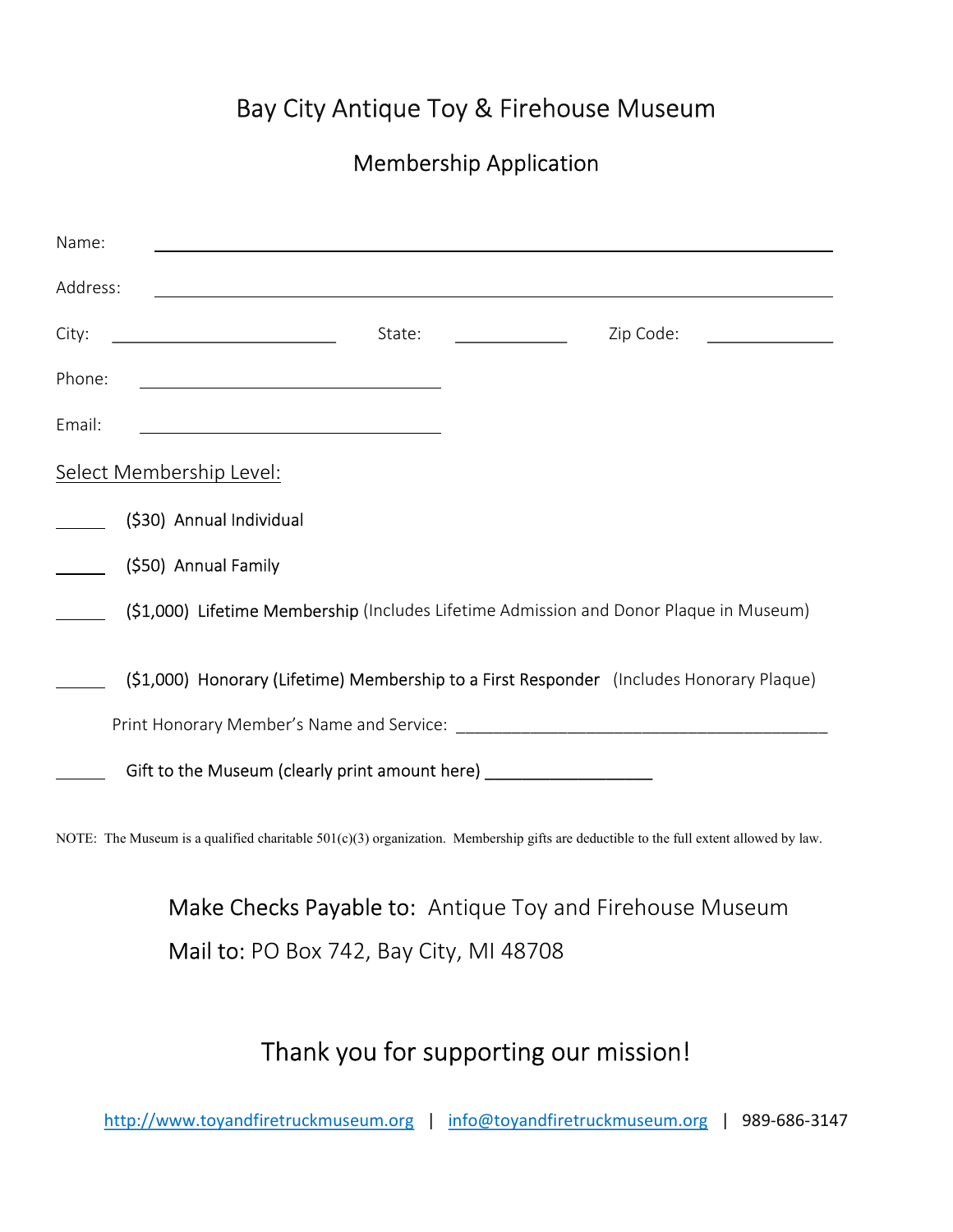# Bay City Antique Toy & Firehouse Museum

## Membership Application

Name: ______________________________________________

Address: ______________________________________________

City: ____________________ State: __________ Zip Code: ___________

Phone: ___________________________

Email: ___________________________

Select Membership Level:

_____ ($30) Annual Individual

_____ ($50) Annual Family

_____ ($1,000) Lifetime Membership (Includes Lifetime Admission and Donor Plaque in Museum)

_____ ($1,000) Honorary (Lifetime) Membership to a First Responder (Includes Honorary Plaque)

Print Honorary Member's Name and Service: ________________________________________

_____ Gift to the Museum (clearly print amount here) __________________

NOTE: The Museum is a qualified charitable 501(c)(3) organization. Membership gifts are deductible to the full extent allowed by law.

Make Checks Payable to: Antique Toy and Firehouse Museum

Mail to: PO Box 742, Bay City, MI 48708

Thank you for supporting our mission!

http://www.toyandfiretruckmuseum.org | info@toyandfiretruckmuseum.org | 989-686-3147